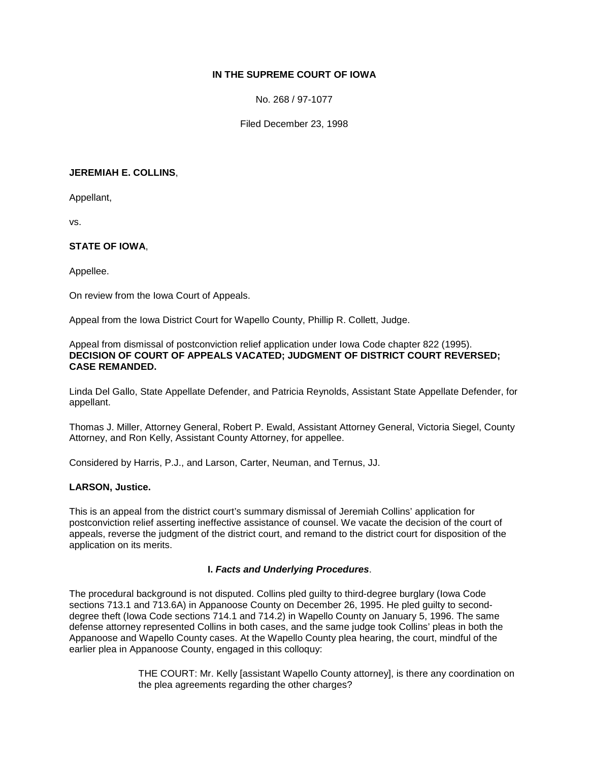**IN THE SUPREME COURT OF IOWA**

No. 268 / 97-1077

Filed December 23, 1998

**JEREMIAH E. COLLINS**,

Appellant,

vs.

**STATE OF IOWA**,

Appellee.

On review from the Iowa Court of Appeals.

Appeal from the Iowa District Court for Wapello County, Phillip R. Collett, Judge.

Appeal from dismissal of postconviction relief application under Iowa Code chapter 822 (1995). **DECISION OF COURT OF APPEALS VACATED; JUDGMENT OF DISTRICT COURT REVERSED; CASE REMANDED.**

Linda Del Gallo, State Appellate Defender, and Patricia Reynolds, Assistant State Appellate Defender, for appellant.

Thomas J. Miller, Attorney General, Robert P. Ewald, Assistant Attorney General, Victoria Siegel, County Attorney, and Ron Kelly, Assistant County Attorney, for appellee.

Considered by Harris, P.J., and Larson, Carter, Neuman, and Ternus, JJ.

**LARSON, Justice.**

This is an appeal from the district court's summary dismissal of Jeremiah Collins' application for postconviction relief asserting ineffective assistance of counsel. We vacate the decision of the court of appeals, reverse the judgment of the district court, and remand to the district court for disposition of the application on its merits.

### I. *Facts and Underlying Procedures*.

The procedural background is not disputed. Collins pled guilty to third-degree burglary (Iowa Code sections 713.1 and 713.6A) in Appanoose County on December 26, 1995. He pled guilty to second-degree theft (Iowa Code sections 714.1 and 714.2) in Wapello County on January 5, 1996. The same defense attorney represented Collins in both cases, and the same judge took Collins' pleas in both the Appanoose and Wapello County cases. At the Wapello County plea hearing, the court, mindful of the earlier plea in Appanoose County, engaged in this colloquy:

> THE COURT: Mr. Kelly [assistant Wapello County attorney], is there any coordination on the plea agreements regarding the other charges?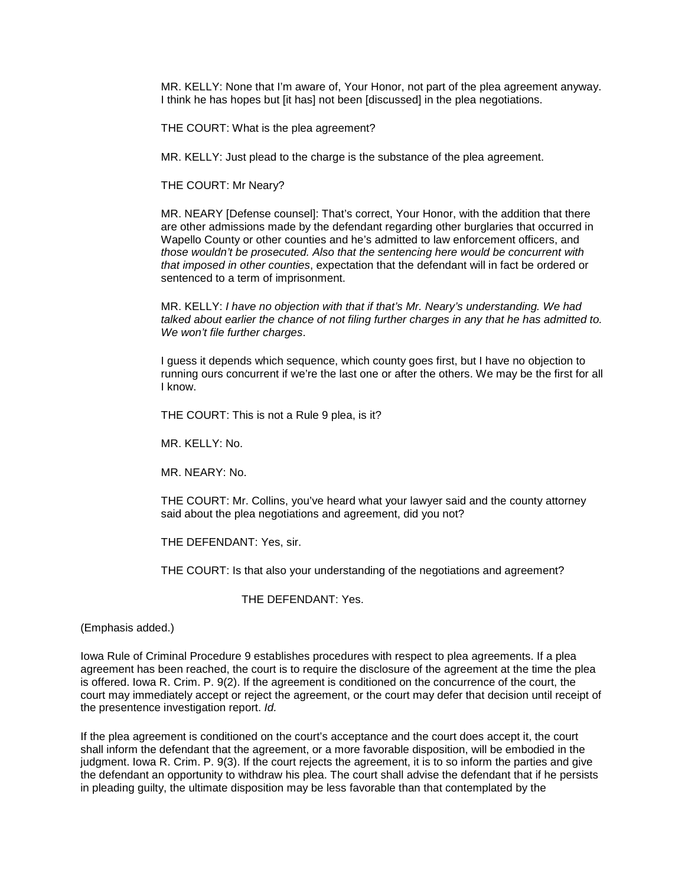MR. KELLY: None that I'm aware of, Your Honor, not part of the plea agreement anyway. I think he has hopes but [it has] not been [discussed] in the plea negotiations.

THE COURT: What is the plea agreement?

MR. KELLY: Just plead to the charge is the substance of the plea agreement.

THE COURT: Mr Neary?

MR. NEARY [Defense counsel]: That's correct, Your Honor, with the addition that there are other admissions made by the defendant regarding other burglaries that occurred in Wapello County or other counties and he's admitted to law enforcement officers, and *those wouldn't be prosecuted. Also that the sentencing here would be concurrent with that imposed in other counties*, expectation that the defendant will in fact be ordered or sentenced to a term of imprisonment.

MR. KELLY: *I have no objection with that if that's Mr. Neary's understanding. We had talked about earlier the chance of not filing further charges in any that he has admitted to. We won't file further charges*.

I guess it depends which sequence, which county goes first, but I have no objection to running ours concurrent if we're the last one or after the others. We may be the first for all I know.

THE COURT: This is not a Rule 9 plea, is it?

MR. KELLY: No.

MR. NEARY: No.

THE COURT: Mr. Collins, you've heard what your lawyer said and the county attorney said about the plea negotiations and agreement, did you not?

THE DEFENDANT: Yes, sir.

THE COURT: Is that also your understanding of the negotiations and agreement?

THE DEFENDANT: Yes.

(Emphasis added.)

Iowa Rule of Criminal Procedure 9 establishes procedures with respect to plea agreements. If a plea agreement has been reached, the court is to require the disclosure of the agreement at the time the plea is offered. Iowa R. Crim. P. 9(2). If the agreement is conditioned on the concurrence of the court, the court may immediately accept or reject the agreement, or the court may defer that decision until receipt of the presentence investigation report. *Id.*

If the plea agreement is conditioned on the court's acceptance and the court does accept it, the court shall inform the defendant that the agreement, or a more favorable disposition, will be embodied in the judgment. Iowa R. Crim. P. 9(3). If the court rejects the agreement, it is to so inform the parties and give the defendant an opportunity to withdraw his plea. The court shall advise the defendant that if he persists in pleading guilty, the ultimate disposition may be less favorable than that contemplated by the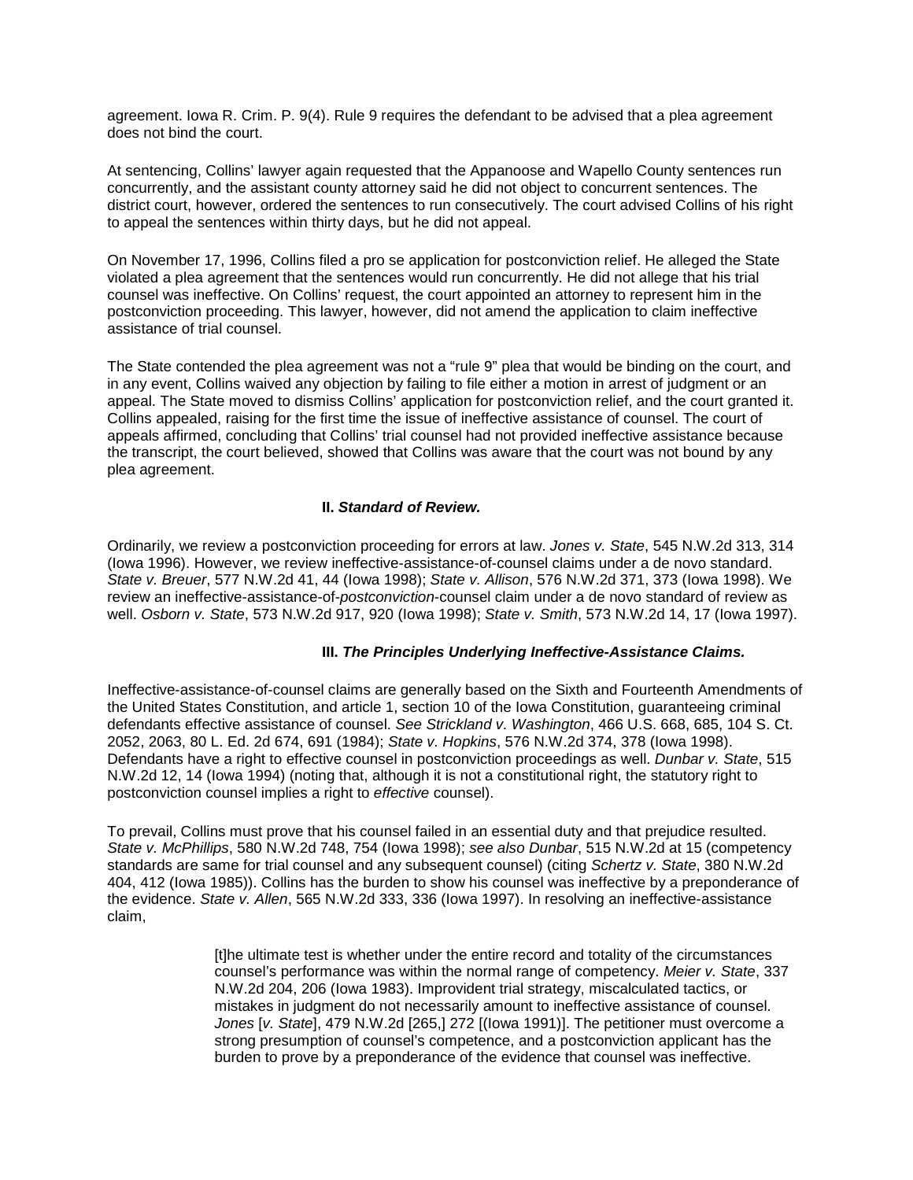agreement. Iowa R. Crim. P. 9(4). Rule 9 requires the defendant to be advised that a plea agreement does not bind the court.

At sentencing, Collins' lawyer again requested that the Appanoose and Wapello County sentences run concurrently, and the assistant county attorney said he did not object to concurrent sentences. The district court, however, ordered the sentences to run consecutively. The court advised Collins of his right to appeal the sentences within thirty days, but he did not appeal.

On November 17, 1996, Collins filed a pro se application for postconviction relief. He alleged the State violated a plea agreement that the sentences would run concurrently. He did not allege that his trial counsel was ineffective. On Collins' request, the court appointed an attorney to represent him in the postconviction proceeding. This lawyer, however, did not amend the application to claim ineffective assistance of trial counsel.

The State contended the plea agreement was not a "rule 9" plea that would be binding on the court, and in any event, Collins waived any objection by failing to file either a motion in arrest of judgment or an appeal. The State moved to dismiss Collins' application for postconviction relief, and the court granted it. Collins appealed, raising for the first time the issue of ineffective assistance of counsel. The court of appeals affirmed, concluding that Collins' trial counsel had not provided ineffective assistance because the transcript, the court believed, showed that Collins was aware that the court was not bound by any plea agreement.

### II. *Standard of Review.*

Ordinarily, we review a postconviction proceeding for errors at law. *Jones v. State*, 545 N.W.2d 313, 314 (Iowa 1996). However, we review ineffective-assistance-of-counsel claims under a de novo standard. *State v. Breuer*, 577 N.W.2d 41, 44 (Iowa 1998); *State v. Allison*, 576 N.W.2d 371, 373 (Iowa 1998). We review an ineffective-assistance-of-*postconviction*-counsel claim under a de novo standard of review as well. *Osborn v. State*, 573 N.W.2d 917, 920 (Iowa 1998); *State v. Smith*, 573 N.W.2d 14, 17 (Iowa 1997).

### III. *The Principles Underlying Ineffective-Assistance Claims.*

Ineffective-assistance-of-counsel claims are generally based on the Sixth and Fourteenth Amendments of the United States Constitution, and article 1, section 10 of the Iowa Constitution, guaranteeing criminal defendants effective assistance of counsel. *See Strickland v. Washington*, 466 U.S. 668, 685, 104 S. Ct. 2052, 2063, 80 L. Ed. 2d 674, 691 (1984); *State v. Hopkins*, 576 N.W.2d 374, 378 (Iowa 1998). Defendants have a right to effective counsel in postconviction proceedings as well. *Dunbar v. State*, 515 N.W.2d 12, 14 (Iowa 1994) (noting that, although it is not a constitutional right, the statutory right to postconviction counsel implies a right to *effective* counsel).

To prevail, Collins must prove that his counsel failed in an essential duty and that prejudice resulted. *State v. McPhillips*, 580 N.W.2d 748, 754 (Iowa 1998); *see also Dunbar*, 515 N.W.2d at 15 (competency standards are same for trial counsel and any subsequent counsel) (citing *Schertz v. State*, 380 N.W.2d 404, 412 (Iowa 1985)). Collins has the burden to show his counsel was ineffective by a preponderance of the evidence. *State v. Allen*, 565 N.W.2d 333, 336 (Iowa 1997). In resolving an ineffective-assistance claim,

> [t]he ultimate test is whether under the entire record and totality of the circumstances counsel's performance was within the normal range of competency. *Meier v. State*, 337 N.W.2d 204, 206 (Iowa 1983). Improvident trial strategy, miscalculated tactics, or mistakes in judgment do not necessarily amount to ineffective assistance of counsel. *Jones* [*v. State*], 479 N.W.2d [265,] 272 [(Iowa 1991)]. The petitioner must overcome a strong presumption of counsel's competence, and a postconviction applicant has the burden to prove by a preponderance of the evidence that counsel was ineffective.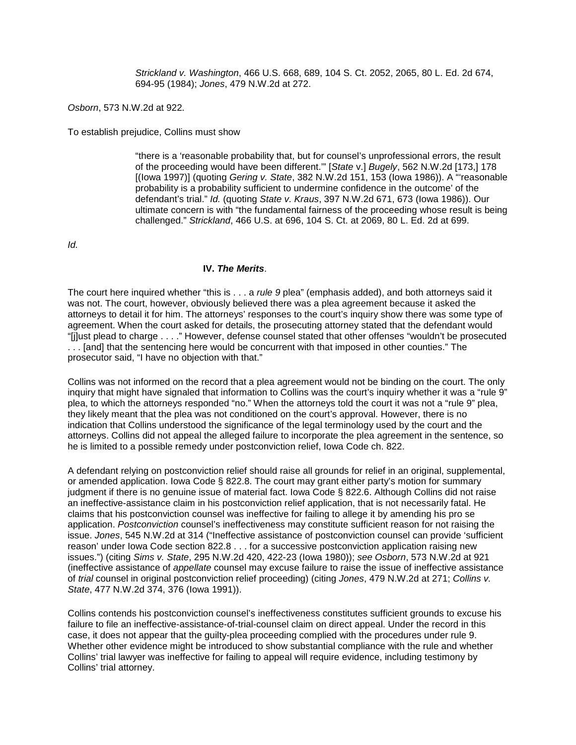> *Strickland v. Washington*, 466 U.S. 668, 689, 104 S. Ct. 2052, 2065, 80 L. Ed. 2d 674, 694-95 (1984); *Jones*, 479 N.W.2d at 272.

*Osborn*, 573 N.W.2d at 922.

To establish prejudice, Collins must show

> "there is a 'reasonable probability that, but for counsel's unprofessional errors, the result of the proceeding would have been different.'" [*State* v.] *Bugely*, 562 N.W.2d [173,] 178 [(Iowa 1997)] (quoting *Gering v. State*, 382 N.W.2d 151, 153 (Iowa 1986)). A "'reasonable probability is a probability sufficient to undermine confidence in the outcome' of the defendant's trial." *Id.* (quoting *State v. Kraus*, 397 N.W.2d 671, 673 (Iowa 1986)). Our ultimate concern is with "the fundamental fairness of the proceeding whose result is being challenged." *Strickland*, 466 U.S. at 696, 104 S. Ct. at 2069, 80 L. Ed. 2d at 699.

*Id.*

### IV. *The Merits*.

The court here inquired whether "this is . . . a *rule 9* plea" (emphasis added), and both attorneys said it was not. The court, however, obviously believed there was a plea agreement because it asked the attorneys to detail it for him. The attorneys' responses to the court's inquiry show there was some type of agreement. When the court asked for details, the prosecuting attorney stated that the defendant would "[j]ust plead to charge . . . ." However, defense counsel stated that other offenses "wouldn't be prosecuted . . . [and] that the sentencing here would be concurrent with that imposed in other counties." The prosecutor said, "I have no objection with that."

Collins was not informed on the record that a plea agreement would not be binding on the court. The only inquiry that might have signaled that information to Collins was the court's inquiry whether it was a "rule 9" plea, to which the attorneys responded "no." When the attorneys told the court it was not a "rule 9" plea, they likely meant that the plea was not conditioned on the court's approval. However, there is no indication that Collins understood the significance of the legal terminology used by the court and the attorneys. Collins did not appeal the alleged failure to incorporate the plea agreement in the sentence, so he is limited to a possible remedy under postconviction relief, Iowa Code ch. 822.

A defendant relying on postconviction relief should raise all grounds for relief in an original, supplemental, or amended application. Iowa Code § 822.8. The court may grant either party's motion for summary judgment if there is no genuine issue of material fact. Iowa Code § 822.6. Although Collins did not raise an ineffective-assistance claim in his postconviction relief application, that is not necessarily fatal. He claims that his postconviction counsel was ineffective for failing to allege it by amending his pro se application. *Postconviction* counsel's ineffectiveness may constitute sufficient reason for not raising the issue. *Jones*, 545 N.W.2d at 314 ("Ineffective assistance of postconviction counsel can provide 'sufficient reason' under Iowa Code section 822.8 . . . for a successive postconviction application raising new issues.") (citing *Sims v. State*, 295 N.W.2d 420, 422-23 (Iowa 1980)); *see Osborn*, 573 N.W.2d at 921 (ineffective assistance of *appellate* counsel may excuse failure to raise the issue of ineffective assistance of *trial* counsel in original postconviction relief proceeding) (citing *Jones*, 479 N.W.2d at 271; *Collins v. State*, 477 N.W.2d 374, 376 (Iowa 1991)).

Collins contends his postconviction counsel's ineffectiveness constitutes sufficient grounds to excuse his failure to file an ineffective-assistance-of-trial-counsel claim on direct appeal. Under the record in this case, it does not appear that the guilty-plea proceeding complied with the procedures under rule 9. Whether other evidence might be introduced to show substantial compliance with the rule and whether Collins' trial lawyer was ineffective for failing to appeal will require evidence, including testimony by Collins' trial attorney.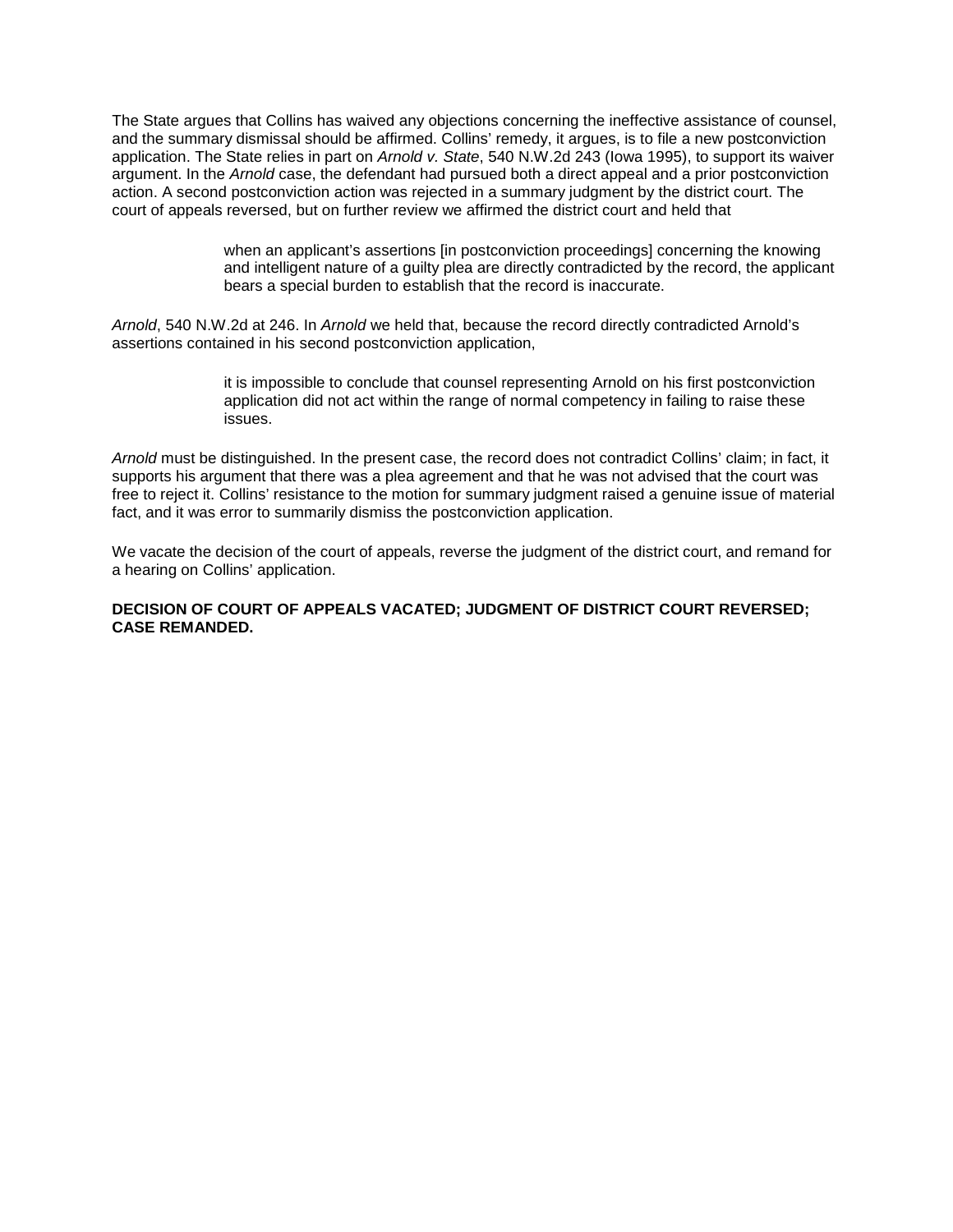The State argues that Collins has waived any objections concerning the ineffective assistance of counsel, and the summary dismissal should be affirmed. Collins' remedy, it argues, is to file a new postconviction application. The State relies in part on *Arnold v. State*, 540 N.W.2d 243 (Iowa 1995), to support its waiver argument. In the *Arnold* case, the defendant had pursued both a direct appeal and a prior postconviction action. A second postconviction action was rejected in a summary judgment by the district court. The court of appeals reversed, but on further review we affirmed the district court and held that

> when an applicant's assertions [in postconviction proceedings] concerning the knowing and intelligent nature of a guilty plea are directly contradicted by the record, the applicant bears a special burden to establish that the record is inaccurate.

*Arnold*, 540 N.W.2d at 246. In *Arnold* we held that, because the record directly contradicted Arnold's assertions contained in his second postconviction application,

> it is impossible to conclude that counsel representing Arnold on his first postconviction application did not act within the range of normal competency in failing to raise these issues.

*Arnold* must be distinguished. In the present case, the record does not contradict Collins' claim; in fact, it supports his argument that there was a plea agreement and that he was not advised that the court was free to reject it. Collins' resistance to the motion for summary judgment raised a genuine issue of material fact, and it was error to summarily dismiss the postconviction application.

We vacate the decision of the court of appeals, reverse the judgment of the district court, and remand for a hearing on Collins' application.

**DECISION OF COURT OF APPEALS VACATED; JUDGMENT OF DISTRICT COURT REVERSED; CASE REMANDED.**